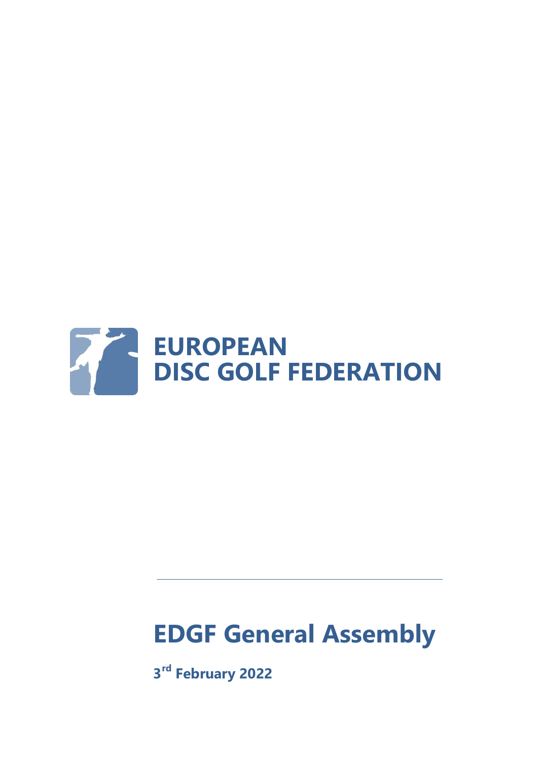**EUROPEAN**
**DISC GOLF FEDERATION**

---

# EDGF General Assembly

**3rd February 2022**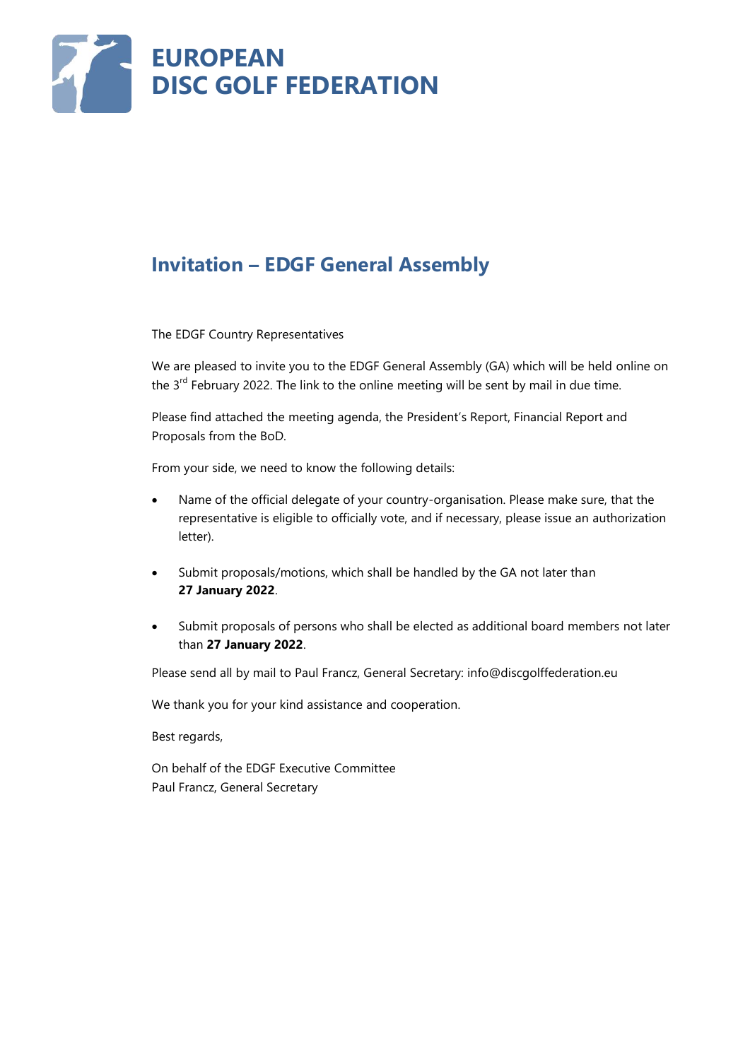# EUROPEAN DISC GOLF FEDERATION

## Invitation – EDGF General Assembly

The EDGF Country Representatives

We are pleased to invite you to the EDGF General Assembly (GA) which will be held online on the 3rd February 2022. The link to the online meeting will be sent by mail in due time.

Please find attached the meeting agenda, the President's Report, Financial Report and Proposals from the BoD.

From your side, we need to know the following details:

- Name of the official delegate of your country-organisation. Please make sure, that the representative is eligible to officially vote, and if necessary, please issue an authorization letter).
- Submit proposals/motions, which shall be handled by the GA not later than **27 January 2022**.
- Submit proposals of persons who shall be elected as additional board members not later than **27 January 2022**.

Please send all by mail to Paul Francz, General Secretary: info@discgolffederation.eu

We thank you for your kind assistance and cooperation.

Best regards,

On behalf of the EDGF Executive Committee
Paul Francz, General Secretary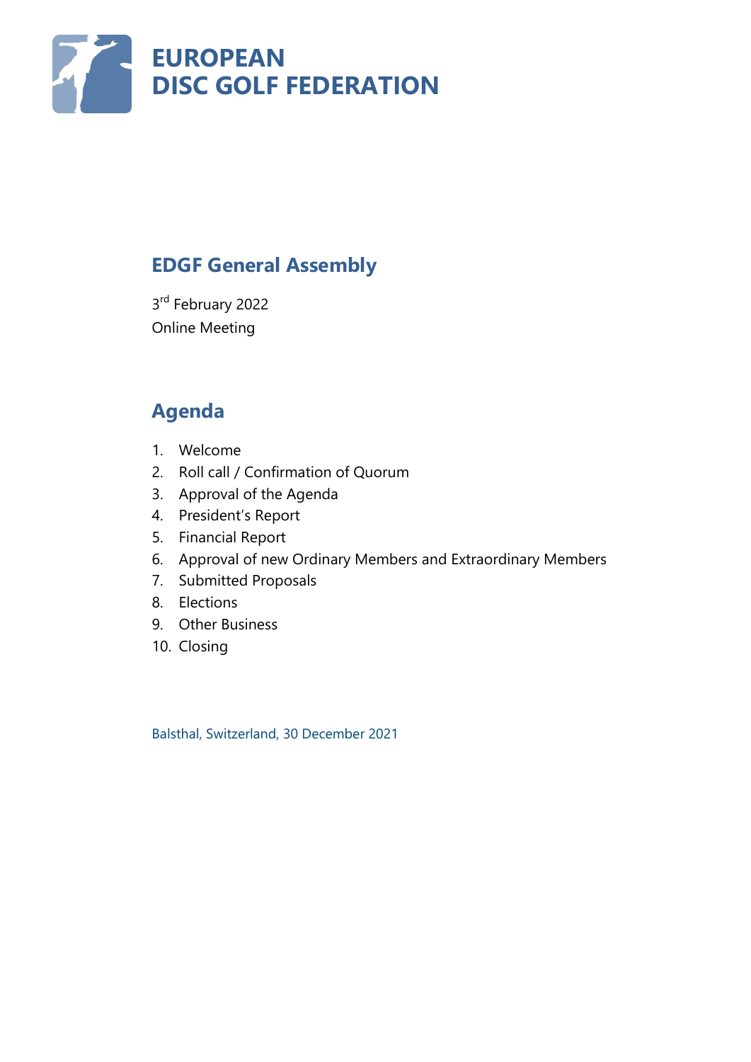# EUROPEAN DISC GOLF FEDERATION

## EDGF General Assembly

3rd February 2022
Online Meeting

## Agenda

1. Welcome
2. Roll call / Confirmation of Quorum
3. Approval of the Agenda
4. President's Report
5. Financial Report
6. Approval of new Ordinary Members and Extraordinary Members
7. Submitted Proposals
8. Elections
9. Other Business
10. Closing

Balsthal, Switzerland, 30 December 2021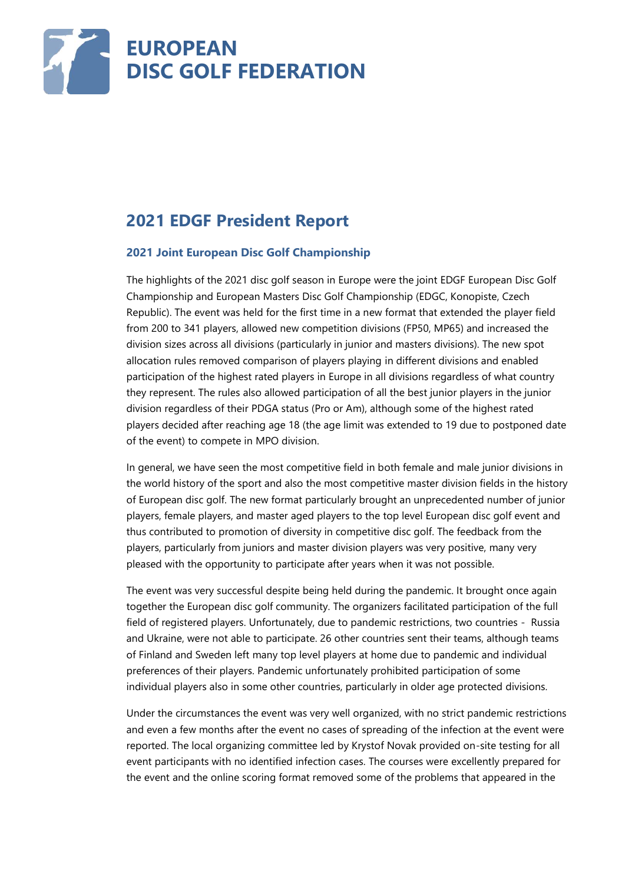# EUROPEAN DISC GOLF FEDERATION

## 2021 EDGF President Report

### 2021 Joint European Disc Golf Championship

The highlights of the 2021 disc golf season in Europe were the joint EDGF European Disc Golf Championship and European Masters Disc Golf Championship (EDGC, Konopiste, Czech Republic). The event was held for the first time in a new format that extended the player field from 200 to 341 players, allowed new competition divisions (FP50, MP65) and increased the division sizes across all divisions (particularly in junior and masters divisions). The new spot allocation rules removed comparison of players playing in different divisions and enabled participation of the highest rated players in Europe in all divisions regardless of what country they represent. The rules also allowed participation of all the best junior players in the junior division regardless of their PDGA status (Pro or Am), although some of the highest rated players decided after reaching age 18 (the age limit was extended to 19 due to postponed date of the event) to compete in MPO division.

In general, we have seen the most competitive field in both female and male junior divisions in the world history of the sport and also the most competitive master division fields in the history of European disc golf. The new format particularly brought an unprecedented number of junior players, female players, and master aged players to the top level European disc golf event and thus contributed to promotion of diversity in competitive disc golf. The feedback from the players, particularly from juniors and master division players was very positive, many very pleased with the opportunity to participate after years when it was not possible.

The event was very successful despite being held during the pandemic. It brought once again together the European disc golf community. The organizers facilitated participation of the full field of registered players. Unfortunately, due to pandemic restrictions, two countries - Russia and Ukraine, were not able to participate. 26 other countries sent their teams, although teams of Finland and Sweden left many top level players at home due to pandemic and individual preferences of their players. Pandemic unfortunately prohibited participation of some individual players also in some other countries, particularly in older age protected divisions.

Under the circumstances the event was very well organized, with no strict pandemic restrictions and even a few months after the event no cases of spreading of the infection at the event were reported. The local organizing committee led by Krystof Novak provided on-site testing for all event participants with no identified infection cases. The courses were excellently prepared for the event and the online scoring format removed some of the problems that appeared in the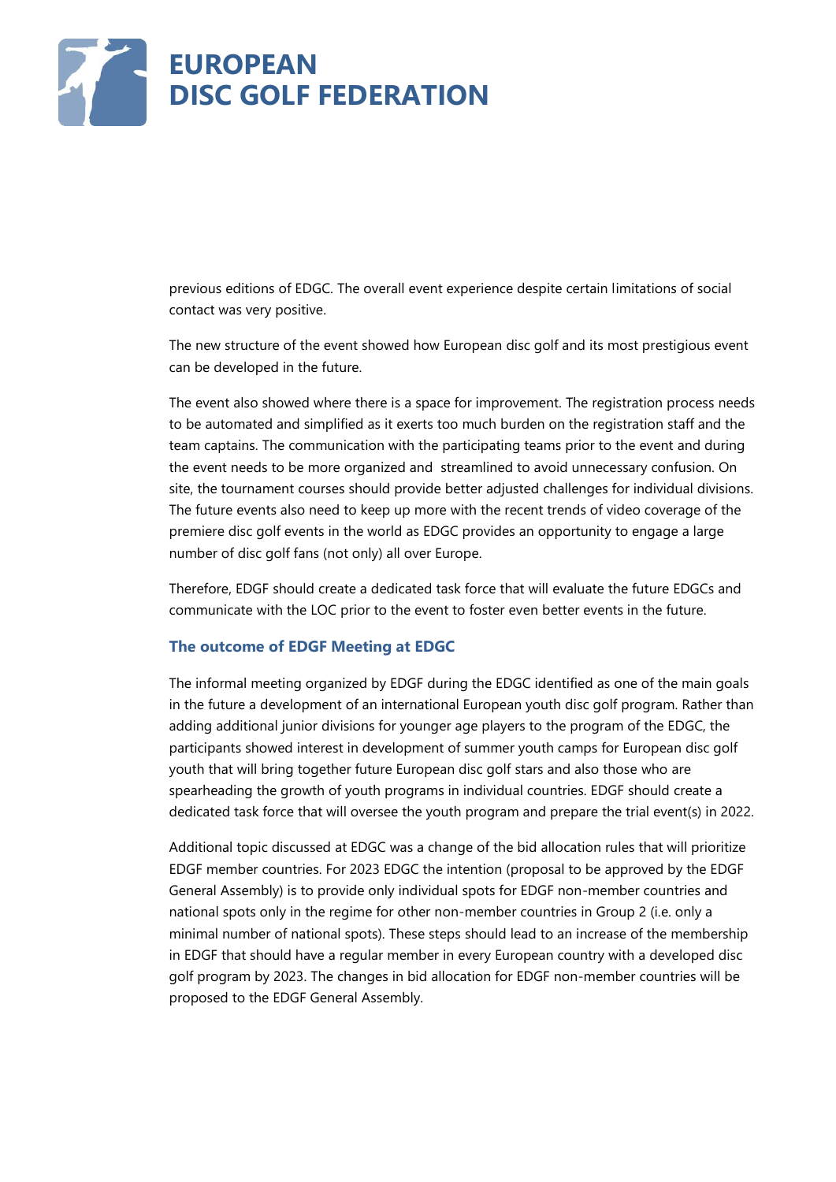previous editions of EDGC. The overall event experience despite certain limitations of social contact was very positive.

The new structure of the event showed how European disc golf and its most prestigious event can be developed in the future.

The event also showed where there is a space for improvement. The registration process needs to be automated and simplified as it exerts too much burden on the registration staff and the team captains. The communication with the participating teams prior to the event and during the event needs to be more organized and streamlined to avoid unnecessary confusion. On site, the tournament courses should provide better adjusted challenges for individual divisions. The future events also need to keep up more with the recent trends of video coverage of the premiere disc golf events in the world as EDGC provides an opportunity to engage a large number of disc golf fans (not only) all over Europe.

Therefore, EDGF should create a dedicated task force that will evaluate the future EDGCs and communicate with the LOC prior to the event to foster even better events in the future.

### The outcome of EDGF Meeting at EDGC

The informal meeting organized by EDGF during the EDGC identified as one of the main goals in the future a development of an international European youth disc golf program. Rather than adding additional junior divisions for younger age players to the program of the EDGC, the participants showed interest in development of summer youth camps for European disc golf youth that will bring together future European disc golf stars and also those who are spearheading the growth of youth programs in individual countries. EDGF should create a dedicated task force that will oversee the youth program and prepare the trial event(s) in 2022.

Additional topic discussed at EDGC was a change of the bid allocation rules that will prioritize EDGF member countries. For 2023 EDGC the intention (proposal to be approved by the EDGF General Assembly) is to provide only individual spots for EDGF non-member countries and national spots only in the regime for other non-member countries in Group 2 (i.e. only a minimal number of national spots). These steps should lead to an increase of the membership in EDGF that should have a regular member in every European country with a developed disc golf program by 2023. The changes in bid allocation for EDGF non-member countries will be proposed to the EDGF General Assembly.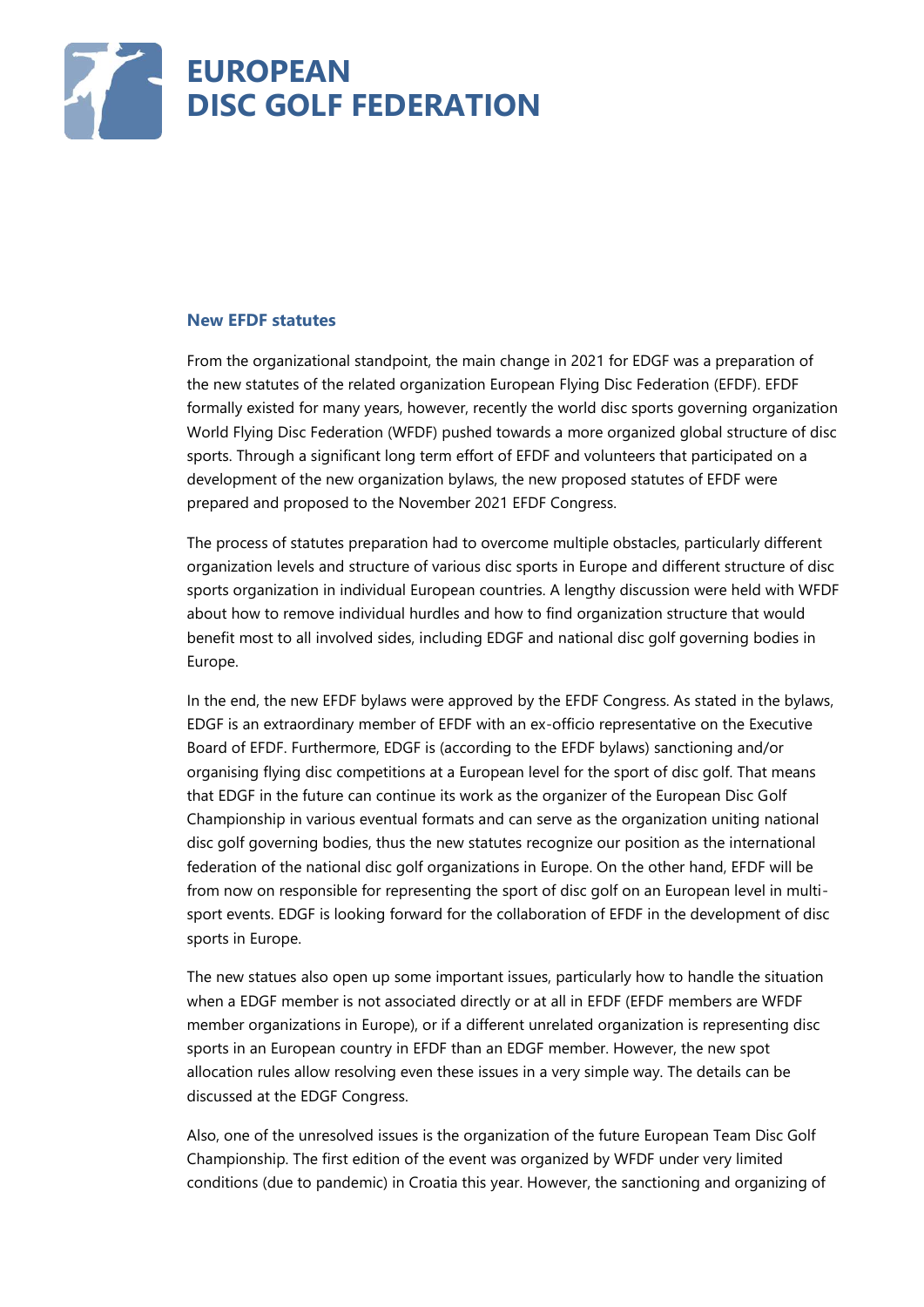### New EFDF statutes

From the organizational standpoint, the main change in 2021 for EDGF was a preparation of the new statutes of the related organization European Flying Disc Federation (EFDF). EFDF formally existed for many years, however, recently the world disc sports governing organization World Flying Disc Federation (WFDF) pushed towards a more organized global structure of disc sports. Through a significant long term effort of EFDF and volunteers that participated on a development of the new organization bylaws, the new proposed statutes of EFDF were prepared and proposed to the November 2021 EFDF Congress.

The process of statutes preparation had to overcome multiple obstacles, particularly different organization levels and structure of various disc sports in Europe and different structure of disc sports organization in individual European countries. A lengthy discussion were held with WFDF about how to remove individual hurdles and how to find organization structure that would benefit most to all involved sides, including EDGF and national disc golf governing bodies in Europe.

In the end, the new EFDF bylaws were approved by the EFDF Congress. As stated in the bylaws, EDGF is an extraordinary member of EFDF with an ex-officio representative on the Executive Board of EFDF. Furthermore, EDGF is (according to the EFDF bylaws) sanctioning and/or organising flying disc competitions at a European level for the sport of disc golf. That means that EDGF in the future can continue its work as the organizer of the European Disc Golf Championship in various eventual formats and can serve as the organization uniting national disc golf governing bodies, thus the new statutes recognize our position as the international federation of the national disc golf organizations in Europe. On the other hand, EFDF will be from now on responsible for representing the sport of disc golf on an European level in multi-sport events. EDGF is looking forward for the collaboration of EFDF in the development of disc sports in Europe.

The new statues also open up some important issues, particularly how to handle the situation when a EDGF member is not associated directly or at all in EFDF (EFDF members are WFDF member organizations in Europe), or if a different unrelated organization is representing disc sports in an European country in EFDF than an EDGF member. However, the new spot allocation rules allow resolving even these issues in a very simple way. The details can be discussed at the EDGF Congress.

Also, one of the unresolved issues is the organization of the future European Team Disc Golf Championship. The first edition of the event was organized by WFDF under very limited conditions (due to pandemic) in Croatia this year. However, the sanctioning and organizing of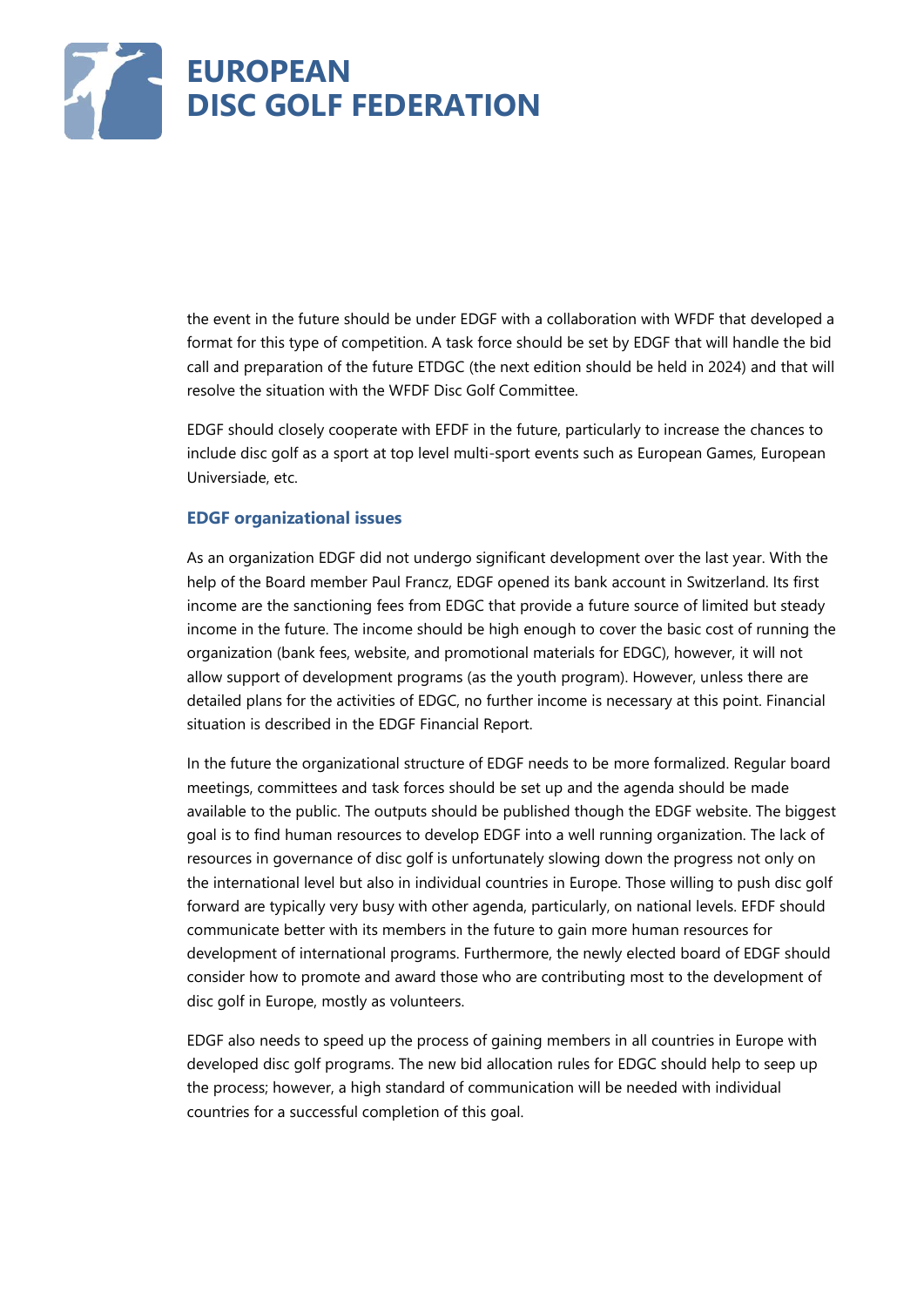the event in the future should be under EDGF with a collaboration with WFDF that developed a format for this type of competition. A task force should be set by EDGF that will handle the bid call and preparation of the future ETDGC (the next edition should be held in 2024) and that will resolve the situation with the WFDF Disc Golf Committee.

EDGF should closely cooperate with EFDF in the future, particularly to increase the chances to include disc golf as a sport at top level multi-sport events such as European Games, European Universiade, etc.

### EDGF organizational issues

As an organization EDGF did not undergo significant development over the last year. With the help of the Board member Paul Francz, EDGF opened its bank account in Switzerland. Its first income are the sanctioning fees from EDGC that provide a future source of limited but steady income in the future. The income should be high enough to cover the basic cost of running the organization (bank fees, website, and promotional materials for EDGC), however, it will not allow support of development programs (as the youth program). However, unless there are detailed plans for the activities of EDGC, no further income is necessary at this point. Financial situation is described in the EDGF Financial Report.

In the future the organizational structure of EDGF needs to be more formalized. Regular board meetings, committees and task forces should be set up and the agenda should be made available to the public. The outputs should be published though the EDGF website. The biggest goal is to find human resources to develop EDGF into a well running organization. The lack of resources in governance of disc golf is unfortunately slowing down the progress not only on the international level but also in individual countries in Europe. Those willing to push disc golf forward are typically very busy with other agenda, particularly, on national levels. EFDF should communicate better with its members in the future to gain more human resources for development of international programs. Furthermore, the newly elected board of EDGF should consider how to promote and award those who are contributing most to the development of disc golf in Europe, mostly as volunteers.

EDGF also needs to speed up the process of gaining members in all countries in Europe with developed disc golf programs. The new bid allocation rules for EDGC should help to seep up the process; however, a high standard of communication will be needed with individual countries for a successful completion of this goal.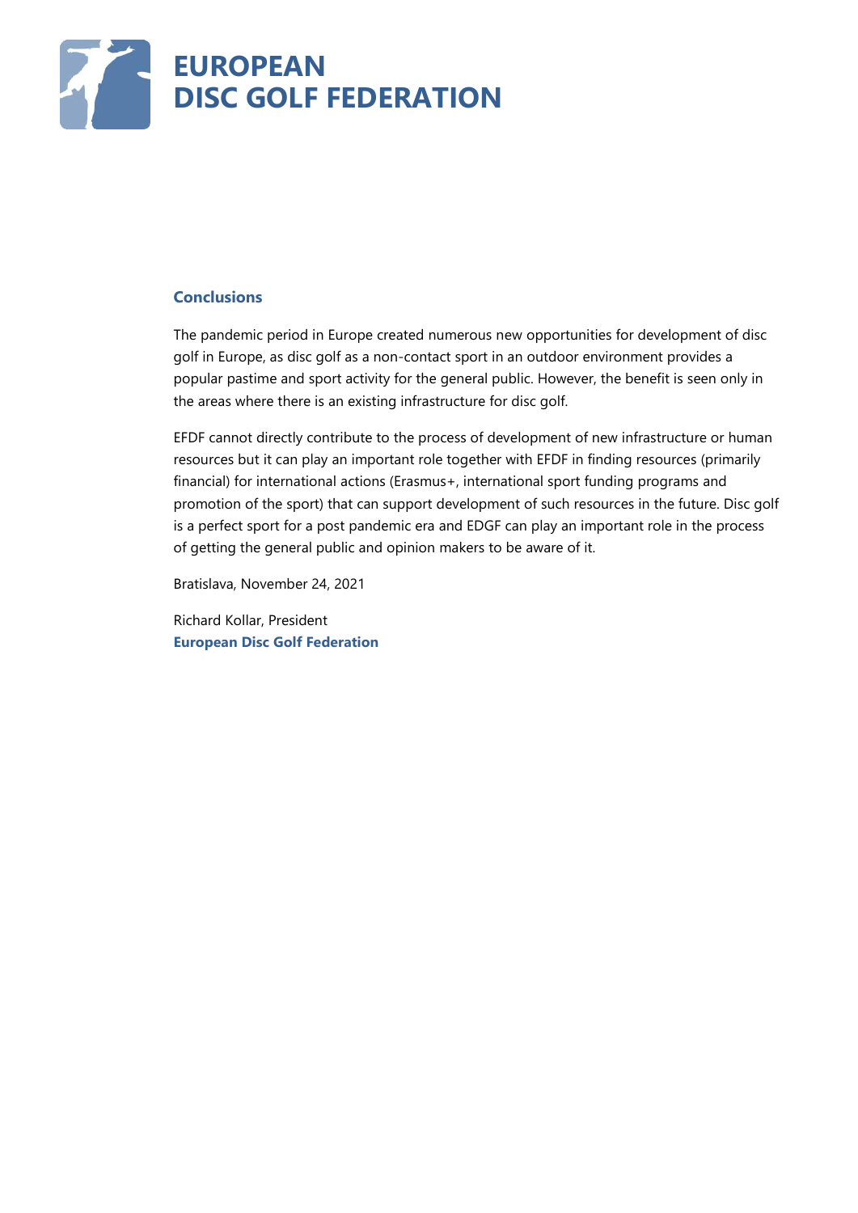## Conclusions

The pandemic period in Europe created numerous new opportunities for development of disc golf in Europe, as disc golf as a non-contact sport in an outdoor environment provides a popular pastime and sport activity for the general public. However, the benefit is seen only in the areas where there is an existing infrastructure for disc golf.

EFDF cannot directly contribute to the process of development of new infrastructure or human resources but it can play an important role together with EFDF in finding resources (primarily financial) for international actions (Erasmus+, international sport funding programs and promotion of the sport) that can support development of such resources in the future. Disc golf is a perfect sport for a post pandemic era and EDGF can play an important role in the process of getting the general public and opinion makers to be aware of it.

Bratislava, November 24, 2021

Richard Kollar, President
**European Disc Golf Federation**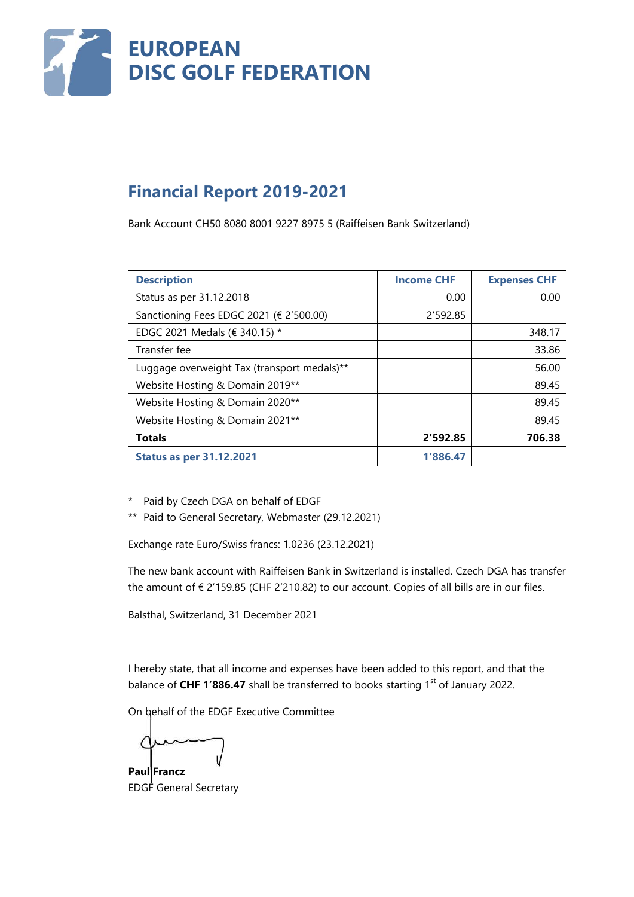# EUROPEAN DISC GOLF FEDERATION

## Financial Report 2019-2021

Bank Account CH50 8080 8001 9227 8975 5 (Raiffeisen Bank Switzerland)

| Description | Income CHF | Expenses CHF |
|---|---|---|
| Status as per 31.12.2018 | 0.00 | 0.00 |
| Sanctioning Fees EDGC 2021 (€ 2'500.00) | 2'592.85 | |
| EDGC 2021 Medals (€ 340.15) * | | 348.17 |
| Transfer fee | | 33.86 |
| Luggage overweight Tax (transport medals)** | | 56.00 |
| Website Hosting & Domain 2019** | | 89.45 |
| Website Hosting & Domain 2020** | | 89.45 |
| Website Hosting & Domain 2021** | | 89.45 |
| **Totals** | **2'592.85** | **706.38** |
| **Status as per 31.12.2021** | **1'886.47** | |

\* Paid by Czech DGA on behalf of EDGF

\*\* Paid to General Secretary, Webmaster (29.12.2021)

Exchange rate Euro/Swiss francs: 1.0236 (23.12.2021)

The new bank account with Raiffeisen Bank in Switzerland is installed. Czech DGA has transfer the amount of € 2'159.85 (CHF 2'210.82) to our account. Copies of all bills are in our files.

Balsthal, Switzerland, 31 December 2021

I hereby state, that all income and expenses have been added to this report, and that the balance of **CHF 1'886.47** shall be transferred to books starting 1st of January 2022.

On behalf of the EDGF Executive Committee

**Paul Francz**
EDGF General Secretary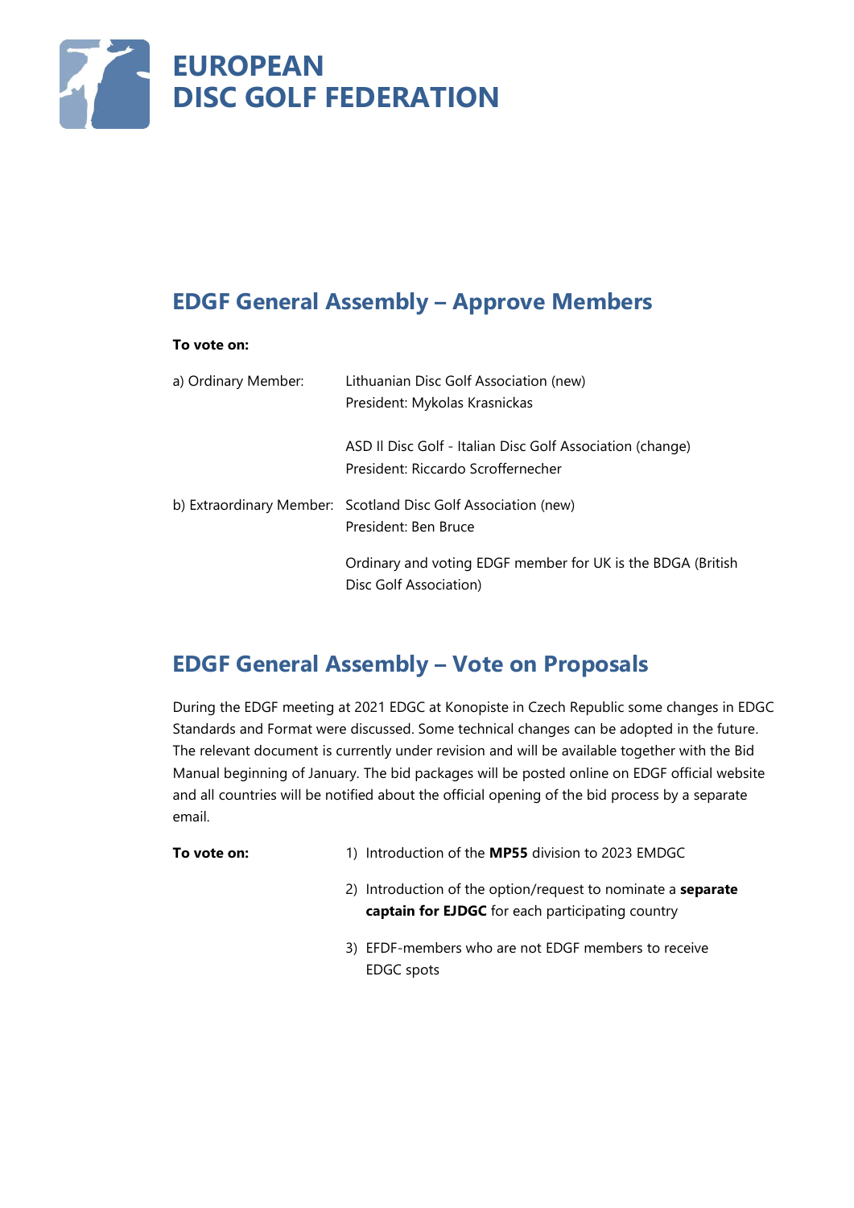# EUROPEAN DISC GOLF FEDERATION

## EDGF General Assembly – Approve Members

**To vote on:**

a) Ordinary Member: Lithuanian Disc Golf Association (new)
President: Mykolas Krasnickas

ASD Il Disc Golf - Italian Disc Golf Association (change)
President: Riccardo Scroffernecher

b) Extraordinary Member: Scotland Disc Golf Association (new)
President: Ben Bruce

Ordinary and voting EDGF member for UK is the BDGA (British Disc Golf Association)

## EDGF General Assembly – Vote on Proposals

During the EDGF meeting at 2021 EDGC at Konopiste in Czech Republic some changes in EDGC Standards and Format were discussed. Some technical changes can be adopted in the future. The relevant document is currently under revision and will be available together with the Bid Manual beginning of January. The bid packages will be posted online on EDGF official website and all countries will be notified about the official opening of the bid process by a separate email.

**To vote on:**

1) Introduction of the **MP55** division to 2023 EMDGC
2) Introduction of the option/request to nominate a **separate captain for EJDGC** for each participating country
3) EFDF-members who are not EDGF members to receive EDGC spots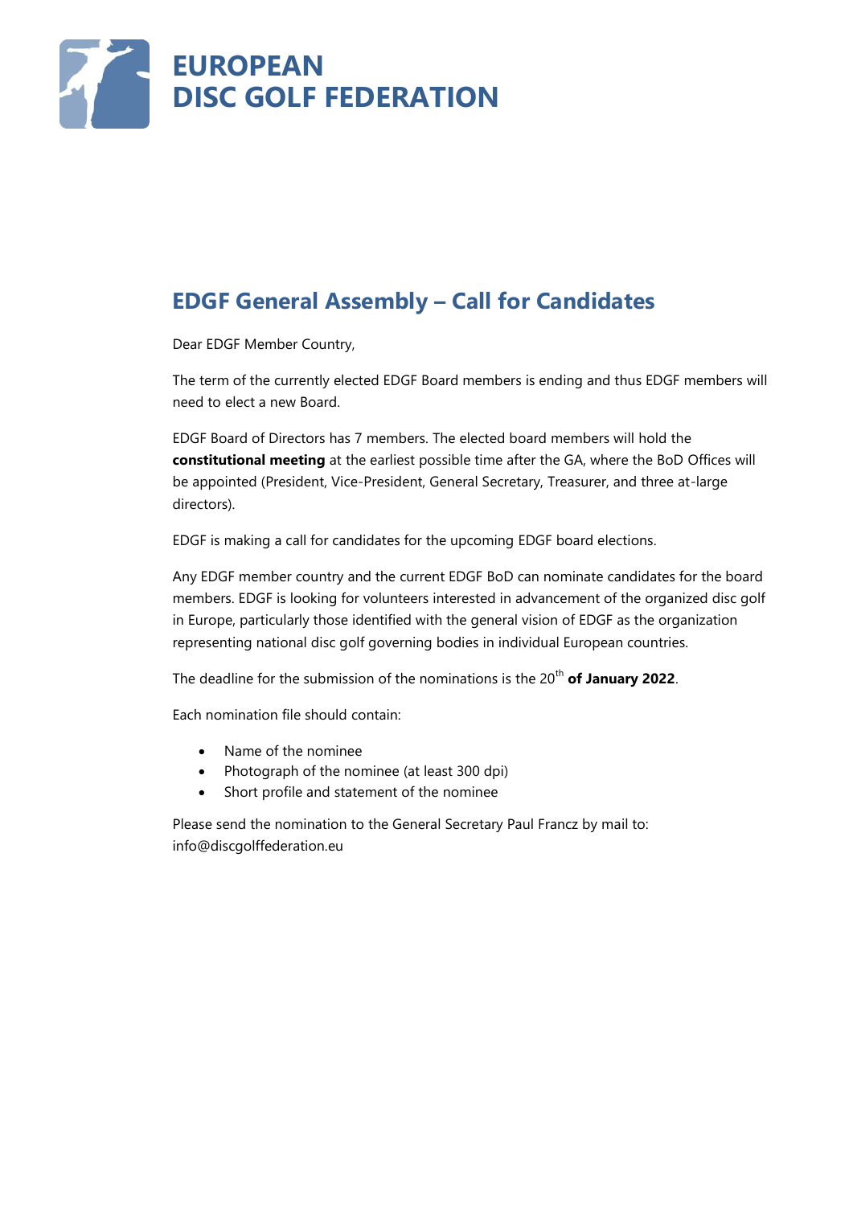# EUROPEAN DISC GOLF FEDERATION

## EDGF General Assembly – Call for Candidates

Dear EDGF Member Country,

The term of the currently elected EDGF Board members is ending and thus EDGF members will need to elect a new Board.

EDGF Board of Directors has 7 members. The elected board members will hold the **constitutional meeting** at the earliest possible time after the GA, where the BoD Offices will be appointed (President, Vice-President, General Secretary, Treasurer, and three at-large directors).

EDGF is making a call for candidates for the upcoming EDGF board elections.

Any EDGF member country and the current EDGF BoD can nominate candidates for the board members. EDGF is looking for volunteers interested in advancement of the organized disc golf in Europe, particularly those identified with the general vision of EDGF as the organization representing national disc golf governing bodies in individual European countries.

The deadline for the submission of the nominations is the 20th **of January 2022**.

Each nomination file should contain:

- Name of the nominee
- Photograph of the nominee (at least 300 dpi)
- Short profile and statement of the nominee

Please send the nomination to the General Secretary Paul Francz by mail to: info@discgolffederation.eu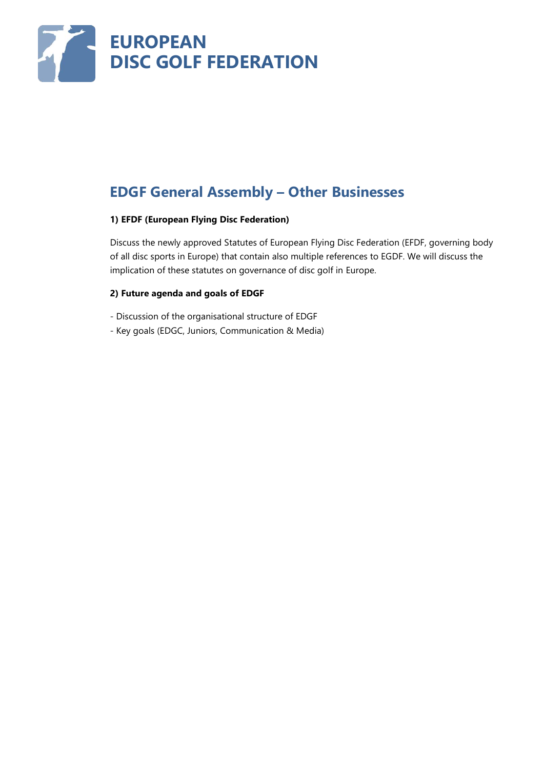# EUROPEAN DISC GOLF FEDERATION

## EDGF General Assembly – Other Businesses

**1) EFDF (European Flying Disc Federation)**

Discuss the newly approved Statutes of European Flying Disc Federation (EFDF, governing body of all disc sports in Europe) that contain also multiple references to EGDF. We will discuss the implication of these statutes on governance of disc golf in Europe.

**2) Future agenda and goals of EDGF**

- Discussion of the organisational structure of EDGF
- Key goals (EDGC, Juniors, Communication & Media)